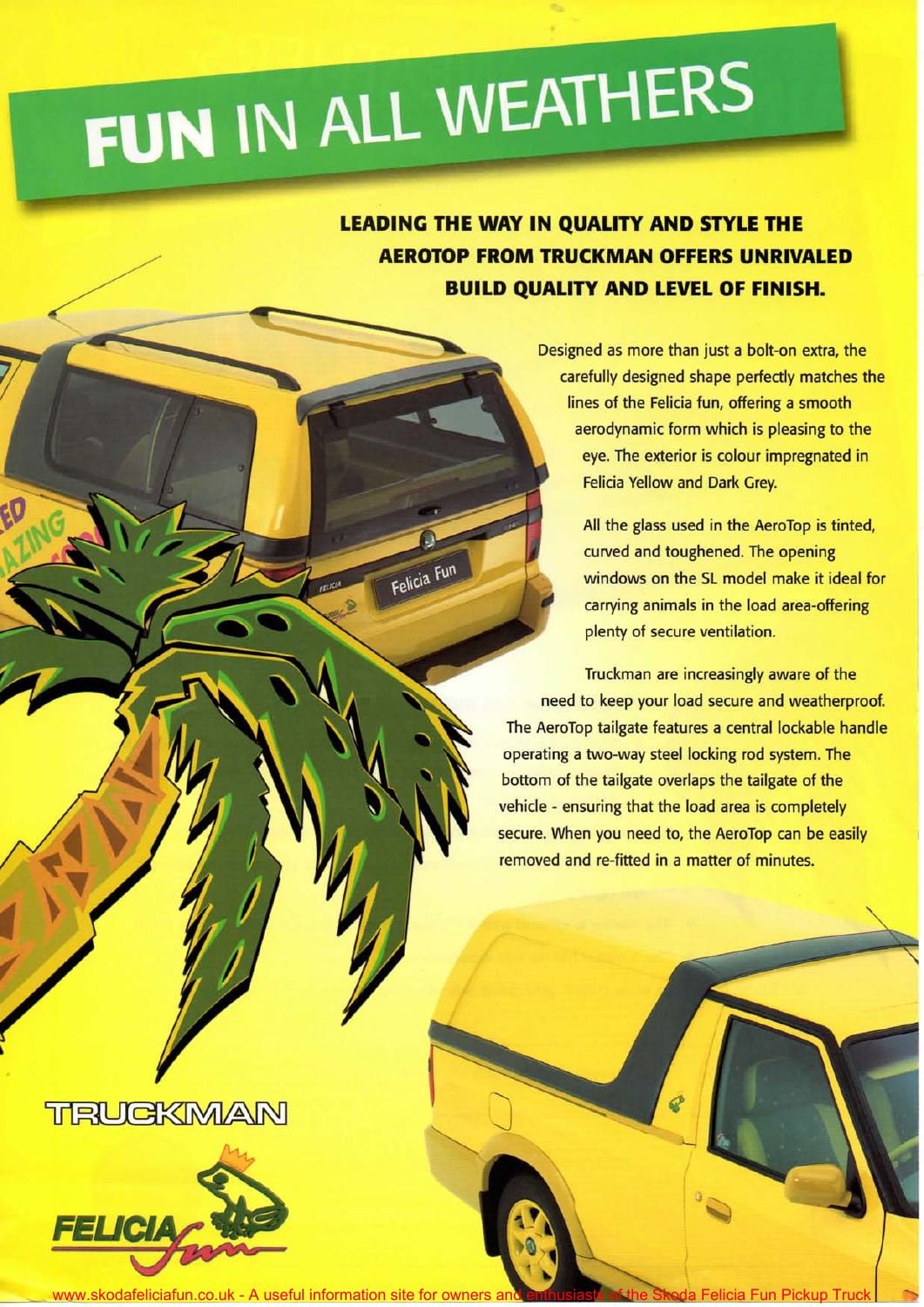# FUN IN ALL WEATHERS

**LEADING THE WAY IN QUALITY AND STYLE THE AEROTOP FROM TRUCKMAN OFFERS UNRIVALED BUILD QUALITY AND LEVEL OF FINISH.**

Designed as more than just a bolt-on extra, the carefully designed shape perfectly matches the lines of the Felicia fun, offering a smooth aerodynamic form which is pleasing to the eye. The exterior is colour impregnated in Felicia Yellow and Dark Grey.

All the glass used in the AeroTop is tinted, curved and toughened. The opening windows on the SL model make it ideal for carrying animals in the load area-offering plenty of secure ventilation.

Truckman are increasingly aware of the need to keep your load secure and weatherproof. The AeroTop tailgate features a central lockable handle operating a two-way steel locking rod system. The bottom of the tailgate overlaps the tailgate of the vehicle - ensuring that the load area is completely secure. When you need to, the AeroTop can be easily removed and re-fitted in a matter of minutes.

TRUCKMAN

FELICIA fun

www.skodafeliciafun.co.uk - A useful information site for owners and enthusiasts of the Skoda Felicia Fun Pickup Truck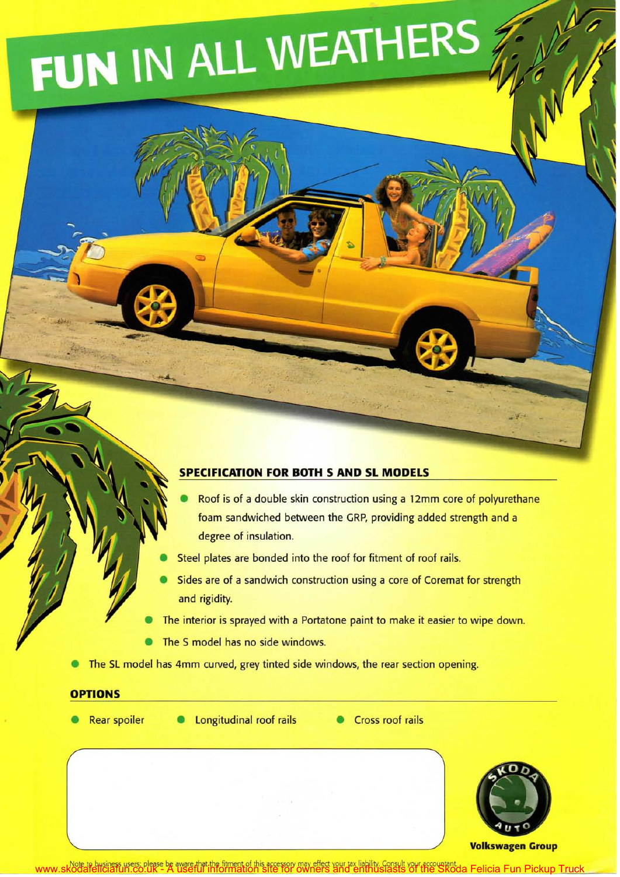# FUN IN ALL WEATHERS

## SPECIFICATION FOR BOTH S AND SL MODELS

- Roof is of a double skin construction using a 12mm core of polyurethane foam sandwiched between the GRP, providing added strength and a degree of insulation.
- Steel plates are bonded into the roof for fitment of roof rails.
- Sides are of a sandwich construction using a core of Coremat for strength and rigidity.
- The interior is sprayed with a Portatone paint to make it easier to wipe down.
- The S model has no side windows.
- The SL model has 4mm curved, grey tinted side windows, the rear section opening.

## OPTIONS

- Rear spoiler
- Longitudinal roof rails
- Cross roof rails

Volkswagen Group

Note to business users: please be aware that the fitment of this accessory may effect your tax liability. Consult your accountant.

www.skodafeliciafun.co.uk - A useful information site for owners and enthusiasts of the Skoda Felicia Fun Pickup Truck